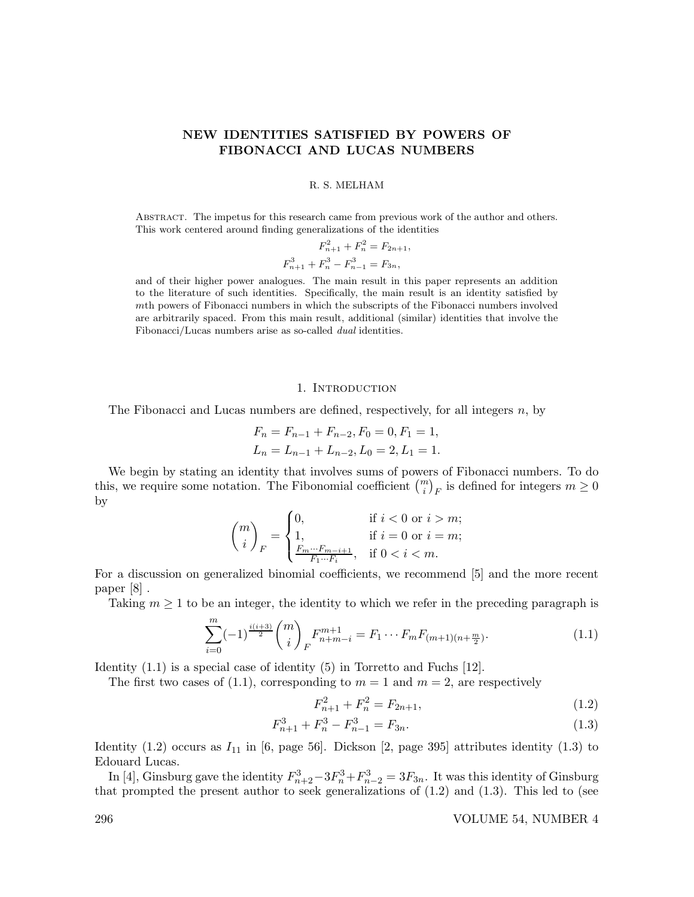# NEW IDENTITIES SATISFIED BY POWERS OF FIBONACCI AND LUCAS NUMBERS

R. S. MELHAM

Abstract. The impetus for this research came from previous work of the author and others. This work centered around finding generalizations of the identities

$$F_{n+1}^2 + F_n^2 = F_{2n+1},$$
$$F_{n+1}^3 + F_n^3 - F_{n-1}^3 = F_{3n},$$

and of their higher power analogues. The main result in this paper represents an addition to the literature of such identities. Specifically, the main result is an identity satisfied by $m$th powers of Fibonacci numbers in which the subscripts of the Fibonacci numbers involved are arbitrarily spaced. From this main result, additional (similar) identities that involve the Fibonacci/Lucas numbers arise as so-called *dual* identities.

## 1. Introduction

The Fibonacci and Lucas numbers are defined, respectively, for all integers $n$, by

$$F_n = F_{n-1} + F_{n-2}, F_0 = 0, F_1 = 1,$$
$$L_n = L_{n-1} + L_{n-2}, L_0 = 2, L_1 = 1.$$

We begin by stating an identity that involves sums of powers of Fibonacci numbers. To do this, we require some notation. The Fibonomial coefficient $\binom{m}{i}_F$ is defined for integers $m \geq 0$ by

$$\binom{m}{i}_F = \begin{cases} 0, & \text{if } i < 0 \text{ or } i > m; \\ 1, & \text{if } i = 0 \text{ or } i = m; \\ \frac{F_m \cdots F_{m-i+1}}{F_1 \cdots F_i}, & \text{if } 0 < i < m. \end{cases}$$

For a discussion on generalized binomial coefficients, we recommend [5] and the more recent paper [8] .

Taking $m \geq 1$ to be an integer, the identity to which we refer in the preceding paragraph is

$$\sum_{i=0}^{m} (-1)^{\frac{i(i+3)}{2}} \binom{m}{i}_F F_{n+m-i}^{m+1} = F_1 \cdots F_m F_{(m+1)(n+\frac{m}{2})}. \tag{1.1}$$

Identity (1.1) is a special case of identity (5) in Torretto and Fuchs [12].

The first two cases of (1.1), corresponding to $m = 1$ and $m = 2$, are respectively

$$F_{n+1}^2 + F_n^2 = F_{2n+1}, \tag{1.2}$$

$$F_{n+1}^3 + F_n^3 - F_{n-1}^3 = F_{3n}. \tag{1.3}$$

Identity (1.2) occurs as $I_{11}$ in [6, page 56]. Dickson [2, page 395] attributes identity (1.3) to Edouard Lucas.

In [4], Ginsburg gave the identity $F_{n+2}^3 - 3F_n^3 + F_{n-2}^3 = 3F_{3n}$. It was this identity of Ginsburg that prompted the present author to seek generalizations of (1.2) and (1.3). This led to (see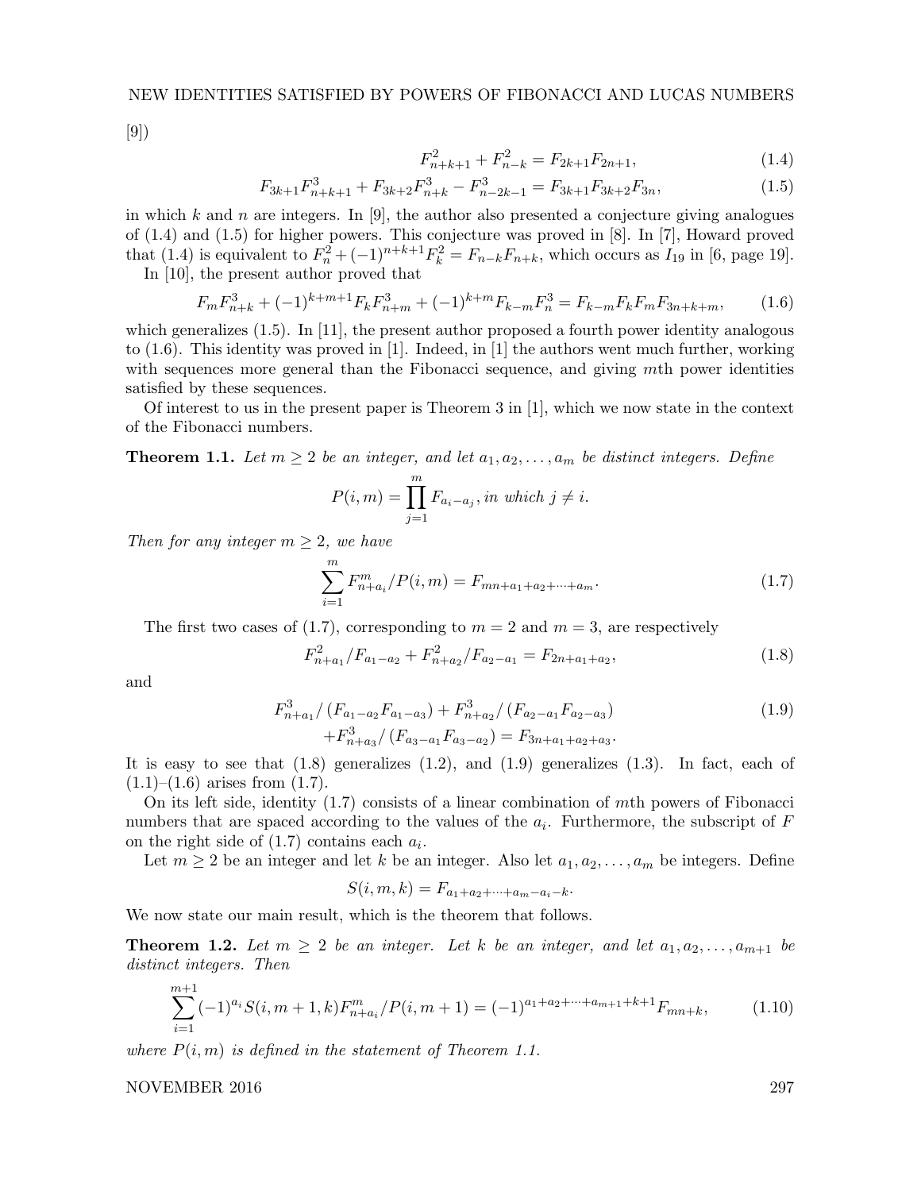[9])

$$F_{n+k+1}^2 + F_{n-k}^2 = F_{2k+1}F_{2n+1}, \tag{1.4}$$

$$F_{3k+1}F_{n+k+1}^3 + F_{3k+2}F_{n+k}^3 - F_{n-2k-1}^3 = F_{3k+1}F_{3k+2}F_{3n}, \tag{1.5}$$

in which $k$ and $n$ are integers. In [9], the author also presented a conjecture giving analogues of (1.4) and (1.5) for higher powers. This conjecture was proved in [8]. In [7], Howard proved that (1.4) is equivalent to $F_n^2 + (-1)^{n+k+1}F_k^2 = F_{n-k}F_{n+k}$, which occurs as $I_{19}$ in [6, page 19].

In [10], the present author proved that

$$F_m F_{n+k}^3 + (-1)^{k+m+1}F_k F_{n+m}^3 + (-1)^{k+m}F_{k-m}F_n^3 = F_{k-m}F_k F_m F_{3n+k+m}, \tag{1.6}$$

which generalizes (1.5). In [11], the present author proposed a fourth power identity analogous to (1.6). This identity was proved in [1]. Indeed, in [1] the authors went much further, working with sequences more general than the Fibonacci sequence, and giving $m$th power identities satisfied by these sequences.

Of interest to us in the present paper is Theorem 3 in [1], which we now state in the context of the Fibonacci numbers.

**Theorem 1.1.** *Let $m \geq 2$ be an integer, and let $a_1, a_2, \ldots, a_m$ be distinct integers. Define*

$$P(i, m) = \prod_{j=1}^{m} F_{a_i - a_j}, \text{ in which } j \neq i.$$

*Then for any integer $m \geq 2$, we have*

$$\sum_{i=1}^{m} F_{n+a_i}^m / P(i, m) = F_{mn+a_1+a_2+\cdots+a_m}. \tag{1.7}$$

The first two cases of (1.7), corresponding to $m = 2$ and $m = 3$, are respectively

$$F_{n+a_1}^2 / F_{a_1-a_2} + F_{n+a_2}^2 / F_{a_2-a_1} = F_{2n+a_1+a_2}, \tag{1.8}$$

and

$$\begin{aligned} &F_{n+a_1}^3 / \left(F_{a_1-a_2}F_{a_1-a_3}\right) + F_{n+a_2}^3 / \left(F_{a_2-a_1}F_{a_2-a_3}\right) \\ &+ F_{n+a_3}^3 / \left(F_{a_3-a_1}F_{a_3-a_2}\right) = F_{3n+a_1+a_2+a_3}. \end{aligned} \tag{1.9}$$

It is easy to see that (1.8) generalizes (1.2), and (1.9) generalizes (1.3). In fact, each of (1.1)–(1.6) arises from (1.7).

On its left side, identity (1.7) consists of a linear combination of $m$th powers of Fibonacci numbers that are spaced according to the values of the $a_i$. Furthermore, the subscript of $F$ on the right side of (1.7) contains each $a_i$.

Let $m \geq 2$ be an integer and let $k$ be an integer. Also let $a_1, a_2, \ldots, a_m$ be integers. Define

$$S(i, m, k) = F_{a_1+a_2+\cdots+a_m-a_i-k}.$$

We now state our main result, which is the theorem that follows.

**Theorem 1.2.** *Let $m \geq 2$ be an integer. Let $k$ be an integer, and let $a_1, a_2, \ldots, a_{m+1}$ be distinct integers. Then*

$$\sum_{i=1}^{m+1} (-1)^{a_i} S(i, m+1, k) F_{n+a_i}^m / P(i, m+1) = (-1)^{a_1+a_2+\cdots+a_{m+1}+k+1} F_{mn+k}, \tag{1.10}$$

*where $P(i, m)$ is defined in the statement of Theorem 1.1.*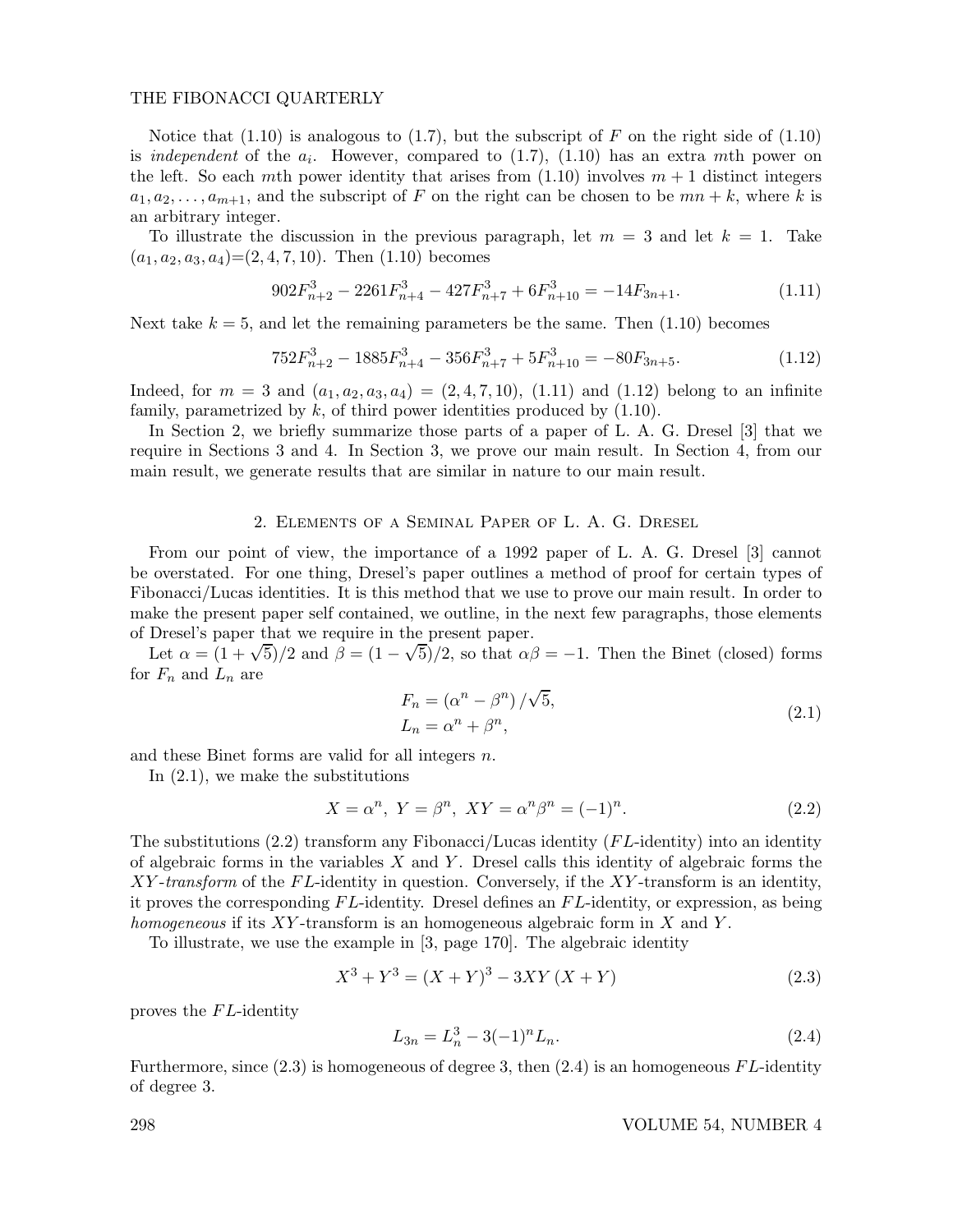Notice that (1.10) is analogous to (1.7), but the subscript of $F$ on the right side of (1.10) is *independent* of the $a_i$. However, compared to (1.7), (1.10) has an extra $m$th power on the left. So each $m$th power identity that arises from (1.10) involves $m+1$ distinct integers $a_1, a_2, \ldots, a_{m+1}$, and the subscript of $F$ on the right can be chosen to be $mn+k$, where $k$ is an arbitrary integer.

To illustrate the discussion in the previous paragraph, let $m=3$ and let $k=1$. Take $(a_1, a_2, a_3, a_4)=(2, 4, 7, 10)$. Then (1.10) becomes

$$902F_{n+2}^3 - 2261F_{n+4}^3 - 427F_{n+7}^3 + 6F_{n+10}^3 = -14F_{3n+1}. \tag{1.11}$$

Next take $k=5$, and let the remaining parameters be the same. Then (1.10) becomes

$$752F_{n+2}^3 - 1885F_{n+4}^3 - 356F_{n+7}^3 + 5F_{n+10}^3 = -80F_{3n+5}. \tag{1.12}$$

Indeed, for $m=3$ and $(a_1, a_2, a_3, a_4) = (2, 4, 7, 10)$, (1.11) and (1.12) belong to an infinite family, parametrized by $k$, of third power identities produced by (1.10).

In Section 2, we briefly summarize those parts of a paper of L. A. G. Dresel [3] that we require in Sections 3 and 4. In Section 3, we prove our main result. In Section 4, from our main result, we generate results that are similar in nature to our main result.

## 2. Elements of a Seminal Paper of L. A. G. Dresel

From our point of view, the importance of a 1992 paper of L. A. G. Dresel [3] cannot be overstated. For one thing, Dresel's paper outlines a method of proof for certain types of Fibonacci/Lucas identities. It is this method that we use to prove our main result. In order to make the present paper self contained, we outline, in the next few paragraphs, those elements of Dresel's paper that we require in the present paper.

Let $\alpha = (1+\sqrt{5})/2$ and $\beta = (1-\sqrt{5})/2$, so that $\alpha\beta = -1$. Then the Binet (closed) forms for $F_n$ and $L_n$ are

$$\begin{aligned} F_n &= \left(\alpha^n - \beta^n\right)/\sqrt{5}, \\ L_n &= \alpha^n + \beta^n, \end{aligned} \tag{2.1}$$

and these Binet forms are valid for all integers $n$.

In (2.1), we make the substitutions

$$X = \alpha^n,\ Y = \beta^n,\ XY = \alpha^n\beta^n = (-1)^n. \tag{2.2}$$

The substitutions (2.2) transform any Fibonacci/Lucas identity ($FL$-identity) into an identity of algebraic forms in the variables $X$ and $Y$. Dresel calls this identity of algebraic forms the *$XY$-transform* of the $FL$-identity in question. Conversely, if the $XY$-transform is an identity, it proves the corresponding $FL$-identity. Dresel defines an $FL$-identity, or expression, as being *homogeneous* if its $XY$-transform is an homogeneous algebraic form in $X$ and $Y$.

To illustrate, we use the example in [3, page 170]. The algebraic identity

$$X^3 + Y^3 = (X+Y)^3 - 3XY\,(X+Y) \tag{2.3}$$

proves the $FL$-identity

$$L_{3n} = L_n^3 - 3(-1)^n L_n. \tag{2.4}$$

Furthermore, since (2.3) is homogeneous of degree 3, then (2.4) is an homogeneous $FL$-identity of degree 3.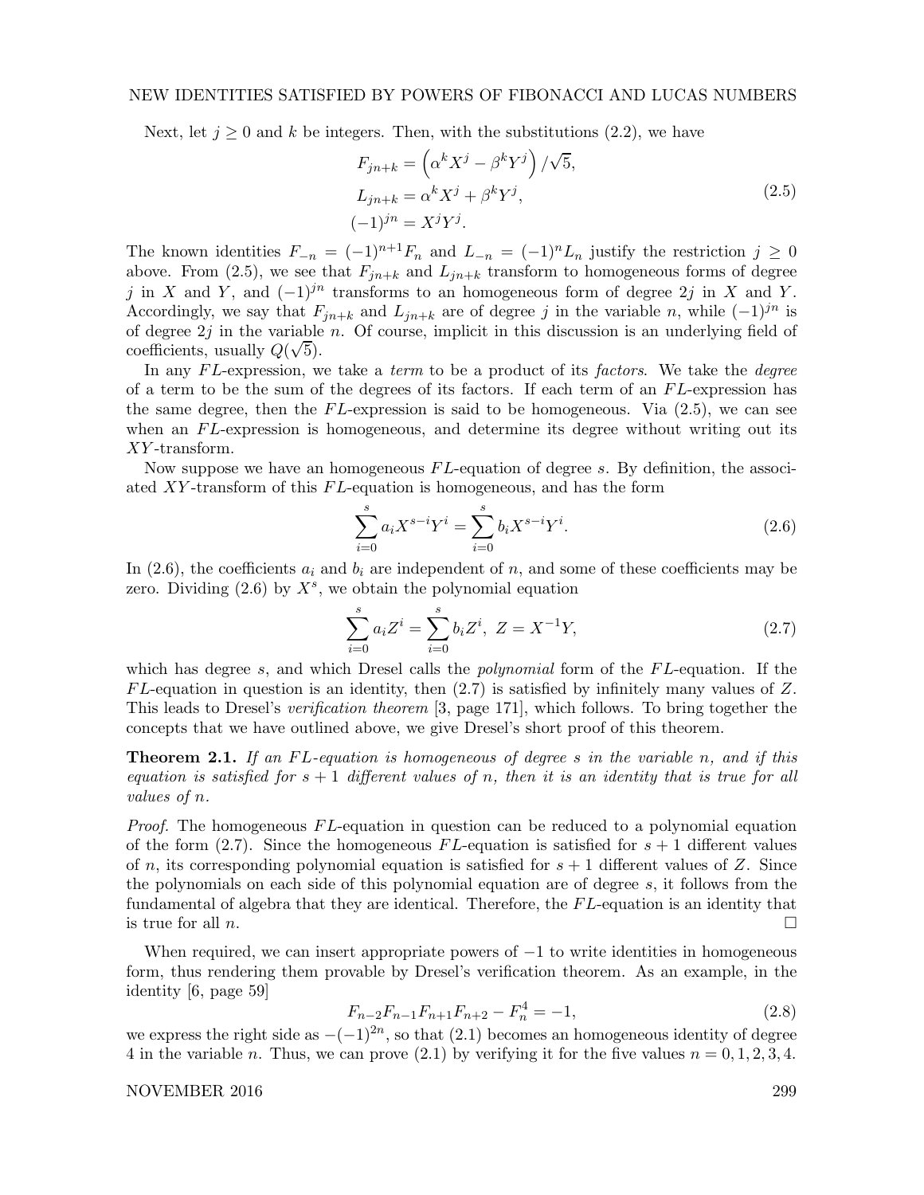Next, let $j \geq 0$ and $k$ be integers. Then, with the substitutions (2.2), we have

$$\begin{aligned} F_{jn+k} &= \left(\alpha^k X^j - \beta^k Y^j\right)/\sqrt{5}, \\ L_{jn+k} &= \alpha^k X^j + \beta^k Y^j, \\ (-1)^{jn} &= X^j Y^j. \end{aligned} \tag{2.5}$$

The known identities $F_{-n} = (-1)^{n+1}F_n$ and $L_{-n} = (-1)^n L_n$ justify the restriction $j \geq 0$ above. From (2.5), we see that $F_{jn+k}$ and $L_{jn+k}$ transform to homogeneous forms of degree $j$ in $X$ and $Y$, and $(-1)^{jn}$ transforms to an homogeneous form of degree $2j$ in $X$ and $Y$. Accordingly, we say that $F_{jn+k}$ and $L_{jn+k}$ are of degree $j$ in the variable $n$, while $(-1)^{jn}$ is of degree $2j$ in the variable $n$. Of course, implicit in this discussion is an underlying field of coefficients, usually $Q(\sqrt{5})$.

In any $FL$-expression, we take a *term* to be a product of its *factors*. We take the *degree* of a term to be the sum of the degrees of its factors. If each term of an $FL$-expression has the same degree, then the $FL$-expression is said to be homogeneous. Via (2.5), we can see when an $FL$-expression is homogeneous, and determine its degree without writing out its $XY$-transform.

Now suppose we have an homogeneous $FL$-equation of degree $s$. By definition, the associated $XY$-transform of this $FL$-equation is homogeneous, and has the form

$$\sum_{i=0}^{s} a_i X^{s-i} Y^i = \sum_{i=0}^{s} b_i X^{s-i} Y^i. \tag{2.6}$$

In (2.6), the coefficients $a_i$ and $b_i$ are independent of $n$, and some of these coefficients may be zero. Dividing (2.6) by $X^s$, we obtain the polynomial equation

$$\sum_{i=0}^{s} a_i Z^i = \sum_{i=0}^{s} b_i Z^i, \; Z = X^{-1}Y, \tag{2.7}$$

which has degree $s$, and which Dresel calls the *polynomial* form of the $FL$-equation. If the $FL$-equation in question is an identity, then (2.7) is satisfied by infinitely many values of $Z$. This leads to Dresel's *verification theorem* [3, page 171], which follows. To bring together the concepts that we have outlined above, we give Dresel's short proof of this theorem.

**Theorem 2.1.** *If an $FL$-equation is homogeneous of degree $s$ in the variable $n$, and if this equation is satisfied for $s+1$ different values of $n$, then it is an identity that is true for all values of $n$.*

*Proof.* The homogeneous $FL$-equation in question can be reduced to a polynomial equation of the form (2.7). Since the homogeneous $FL$-equation is satisfied for $s+1$ different values of $n$, its corresponding polynomial equation is satisfied for $s+1$ different values of $Z$. Since the polynomials on each side of this polynomial equation are of degree $s$, it follows from the fundamental of algebra that they are identical. Therefore, the $FL$-equation is an identity that is true for all $n$. □

When required, we can insert appropriate powers of $-1$ to write identities in homogeneous form, thus rendering them provable by Dresel's verification theorem. As an example, in the identity [6, page 59]

$$F_{n-2}F_{n-1}F_{n+1}F_{n+2} - F_n^4 = -1, \tag{2.8}$$

we express the right side as $-(-1)^{2n}$, so that (2.1) becomes an homogeneous identity of degree 4 in the variable $n$. Thus, we can prove (2.1) by verifying it for the five values $n = 0, 1, 2, 3, 4$.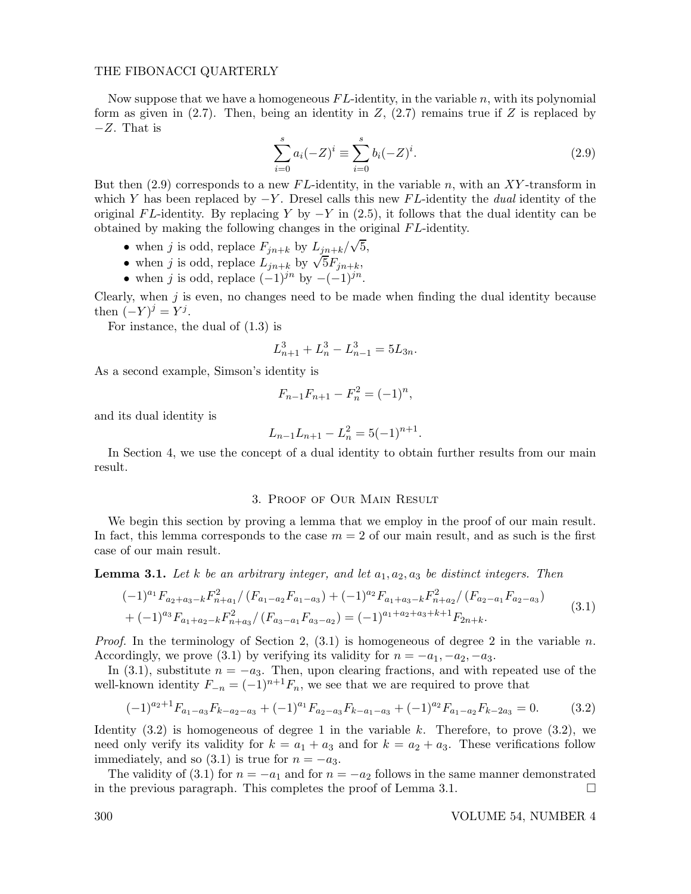Now suppose that we have a homogeneous $FL$-identity, in the variable $n$, with its polynomial form as given in (2.7). Then, being an identity in $Z$, (2.7) remains true if $Z$ is replaced by $-Z$. That is

$$\sum_{i=0}^{s} a_i(-Z)^i \equiv \sum_{i=0}^{s} b_i(-Z)^i. \tag{2.9}$$

But then (2.9) corresponds to a new $FL$-identity, in the variable $n$, with an $XY$-transform in which $Y$ has been replaced by $-Y$. Dresel calls this new $FL$-identity the *dual* identity of the original $FL$-identity. By replacing $Y$ by $-Y$ in (2.5), it follows that the dual identity can be obtained by making the following changes in the original $FL$-identity.

- when $j$ is odd, replace $F_{jn+k}$ by $L_{jn+k}/\sqrt{5}$,
- when $j$ is odd, replace $L_{jn+k}$ by $\sqrt{5}F_{jn+k}$,
- when $j$ is odd, replace $(-1)^{jn}$ by $-(-1)^{jn}$.

Clearly, when $j$ is even, no changes need to be made when finding the dual identity because then $(-Y)^j = Y^j$.

For instance, the dual of (1.3) is

$$L_{n+1}^3 + L_n^3 - L_{n-1}^3 = 5L_{3n}.$$

As a second example, Simson's identity is

$$F_{n-1}F_{n+1} - F_n^2 = (-1)^n,$$

and its dual identity is

$$L_{n-1}L_{n+1} - L_n^2 = 5(-1)^{n+1}.$$

In Section 4, we use the concept of a dual identity to obtain further results from our main result.

## 3. Proof of Our Main Result

We begin this section by proving a lemma that we employ in the proof of our main result. In fact, this lemma corresponds to the case $m = 2$ of our main result, and as such is the first case of our main result.

**Lemma 3.1.** *Let $k$ be an arbitrary integer, and let $a_1, a_2, a_3$ be distinct integers. Then*

$$\begin{aligned} &(-1)^{a_1} F_{a_2+a_3-k}F_{n+a_1}^2 / \left(F_{a_1-a_2}F_{a_1-a_3}\right) + (-1)^{a_2} F_{a_1+a_3-k}F_{n+a_2}^2 / \left(F_{a_2-a_1}F_{a_2-a_3}\right) \\ &+ (-1)^{a_3} F_{a_1+a_2-k}F_{n+a_3}^2 / \left(F_{a_3-a_1}F_{a_3-a_2}\right) = (-1)^{a_1+a_2+a_3+k+1}F_{2n+k}. \end{aligned} \tag{3.1}$$

*Proof.* In the terminology of Section 2, (3.1) is homogeneous of degree 2 in the variable $n$. Accordingly, we prove (3.1) by verifying its validity for $n = -a_1, -a_2, -a_3$.

In (3.1), substitute $n = -a_3$. Then, upon clearing fractions, and with repeated use of the well-known identity $F_{-n} = (-1)^{n+1}F_n$, we see that we are required to prove that

$$(-1)^{a_2+1}F_{a_1-a_3}F_{k-a_2-a_3} + (-1)^{a_1}F_{a_2-a_3}F_{k-a_1-a_3} + (-1)^{a_2}F_{a_1-a_2}F_{k-2a_3} = 0. \tag{3.2}$$

Identity (3.2) is homogeneous of degree 1 in the variable $k$. Therefore, to prove (3.2), we need only verify its validity for $k = a_1 + a_3$ and for $k = a_2 + a_3$. These verifications follow immediately, and so (3.1) is true for $n = -a_3$.

The validity of (3.1) for $n = -a_1$ and for $n = -a_2$ follows in the same manner demonstrated in the previous paragraph. This completes the proof of Lemma 3.1. □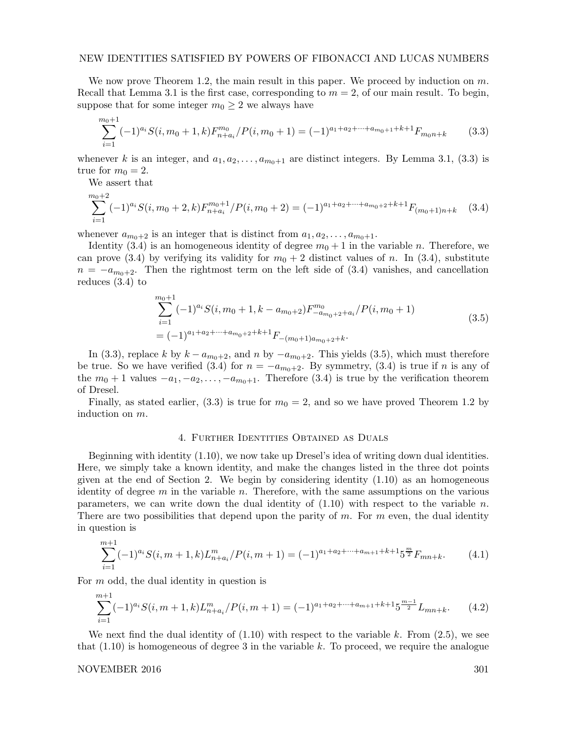We now prove Theorem 1.2, the main result in this paper. We proceed by induction on $m$. Recall that Lemma 3.1 is the first case, corresponding to $m = 2$, of our main result. To begin, suppose that for some integer $m_0 \geq 2$ we always have

$$\sum_{i=1}^{m_0+1} (-1)^{a_i} S(i, m_0+1, k) F_{n+a_i}^{m_0} / P(i, m_0+1) = (-1)^{a_1+a_2+\cdots+a_{m_0+1}+k+1} F_{m_0 n+k} \tag{3.3}$$

whenever $k$ is an integer, and $a_1, a_2, \ldots, a_{m_0+1}$ are distinct integers. By Lemma 3.1, (3.3) is true for $m_0 = 2$.

We assert that

$$\sum_{i=1}^{m_0+2} (-1)^{a_i} S(i, m_0+2, k) F_{n+a_i}^{m_0+1} / P(i, m_0+2) = (-1)^{a_1+a_2+\cdots+a_{m_0+2}+k+1} F_{(m_0+1)n+k} \tag{3.4}$$

whenever $a_{m_0+2}$ is an integer that is distinct from $a_1, a_2, \ldots, a_{m_0+1}$.

Identity (3.4) is an homogeneous identity of degree $m_0 + 1$ in the variable $n$. Therefore, we can prove (3.4) by verifying its validity for $m_0 + 2$ distinct values of $n$. In (3.4), substitute $n = -a_{m_0+2}$. Then the rightmost term on the left side of (3.4) vanishes, and cancellation reduces (3.4) to

$$\begin{aligned}
&\sum_{i=1}^{m_0+1} (-1)^{a_i} S(i, m_0+1, k - a_{m_0+2}) F_{-a_{m_0+2}+a_i}^{m_0} / P(i, m_0+1) \\
&= (-1)^{a_1+a_2+\cdots+a_{m_0+2}+k+1} F_{-(m_0+1)a_{m_0+2}+k}.
\end{aligned} \tag{3.5}$$

In (3.3), replace $k$ by $k - a_{m_0+2}$, and $n$ by $-a_{m_0+2}$. This yields (3.5), which must therefore be true. So we have verified (3.4) for $n = -a_{m_0+2}$. By symmetry, (3.4) is true if $n$ is any of the $m_0 + 1$ values $-a_1, -a_2, \ldots, -a_{m_0+1}$. Therefore (3.4) is true by the verification theorem of Dresel.

Finally, as stated earlier, (3.3) is true for $m_0 = 2$, and so we have proved Theorem 1.2 by induction on $m$.

## 4. Further Identities Obtained as Duals

Beginning with identity (1.10), we now take up Dresel's idea of writing down dual identities. Here, we simply take a known identity, and make the changes listed in the three dot points given at the end of Section 2. We begin by considering identity (1.10) as an homogeneous identity of degree $m$ in the variable $n$. Therefore, with the same assumptions on the various parameters, we can write down the dual identity of (1.10) with respect to the variable $n$. There are two possibilities that depend upon the parity of $m$. For $m$ even, the dual identity in question is

$$\sum_{i=1}^{m+1} (-1)^{a_i} S(i, m+1, k) L_{n+a_i}^{m} / P(i, m+1) = (-1)^{a_1+a_2+\cdots+a_{m+1}+k+1} 5^{\frac{m}{2}} F_{mn+k}. \tag{4.1}$$

For $m$ odd, the dual identity in question is

$$\sum_{i=1}^{m+1} (-1)^{a_i} S(i, m+1, k) L_{n+a_i}^{m} / P(i, m+1) = (-1)^{a_1+a_2+\cdots+a_{m+1}+k+1} 5^{\frac{m-1}{2}} L_{mn+k}. \tag{4.2}$$

We next find the dual identity of (1.10) with respect to the variable $k$. From (2.5), we see that (1.10) is homogeneous of degree 3 in the variable $k$. To proceed, we require the analogue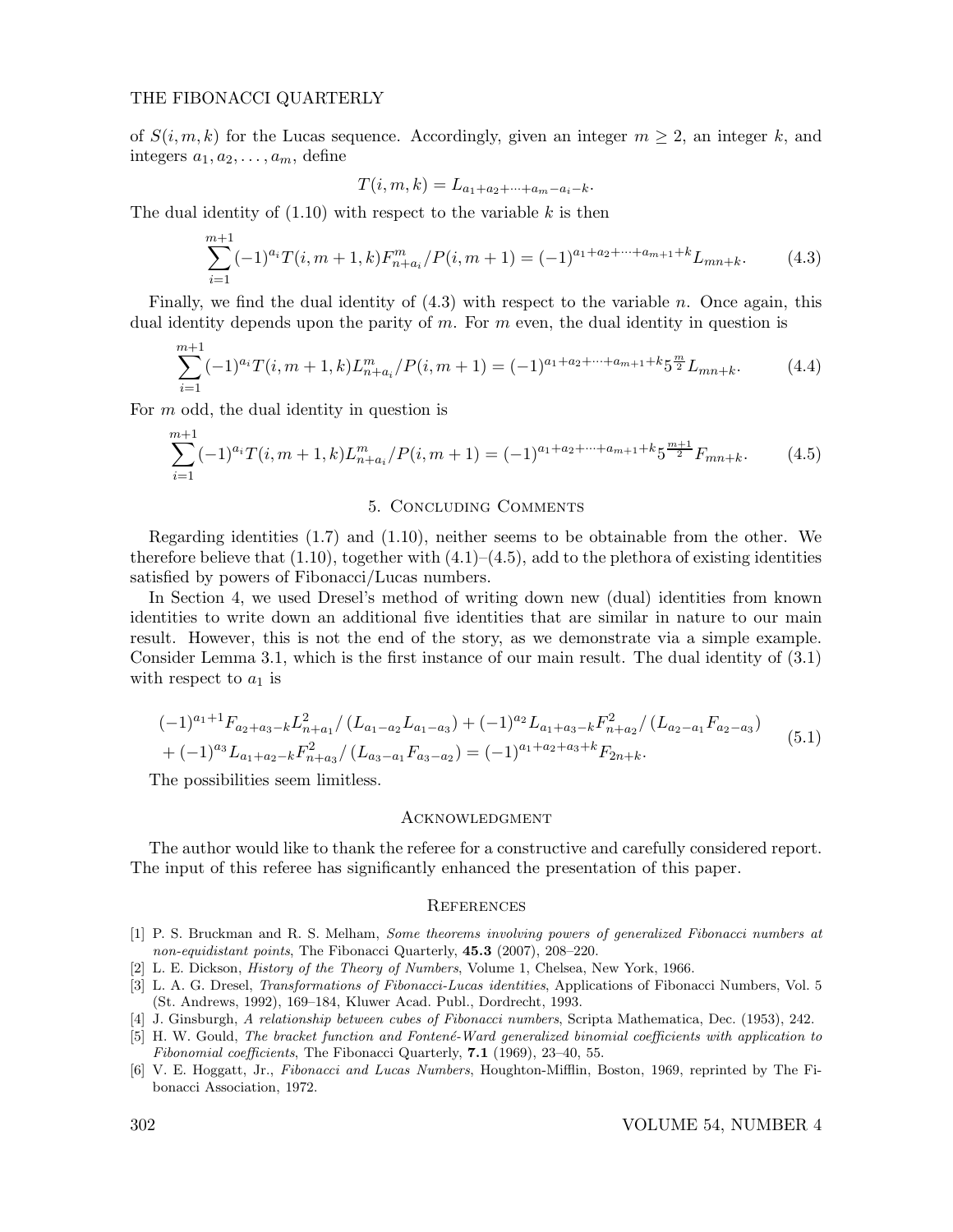of $S(i, m, k)$ for the Lucas sequence. Accordingly, given an integer $m \geq 2$, an integer $k$, and integers $a_1, a_2, \ldots, a_m$, define

$$T(i, m, k) = L_{a_1+a_2+\cdots+a_m-a_i-k}.$$

The dual identity of (1.10) with respect to the variable $k$ is then

$$\sum_{i=1}^{m+1} (-1)^{a_i} T(i, m+1, k) F_{n+a_i}^m / P(i, m+1) = (-1)^{a_1+a_2+\cdots+a_{m+1}+k} L_{mn+k}. \tag{4.3}$$

Finally, we find the dual identity of (4.3) with respect to the variable $n$. Once again, this dual identity depends upon the parity of $m$. For $m$ even, the dual identity in question is

$$\sum_{i=1}^{m+1} (-1)^{a_i} T(i, m+1, k) L_{n+a_i}^m / P(i, m+1) = (-1)^{a_1+a_2+\cdots+a_{m+1}+k} 5^{\frac{m}{2}} L_{mn+k}. \tag{4.4}$$

For $m$ odd, the dual identity in question is

$$\sum_{i=1}^{m+1} (-1)^{a_i} T(i, m+1, k) L_{n+a_i}^m / P(i, m+1) = (-1)^{a_1+a_2+\cdots+a_{m+1}+k} 5^{\frac{m+1}{2}} F_{mn+k}. \tag{4.5}$$

## 5. Concluding Comments

Regarding identities (1.7) and (1.10), neither seems to be obtainable from the other. We therefore believe that (1.10), together with (4.1)–(4.5), add to the plethora of existing identities satisfied by powers of Fibonacci/Lucas numbers.

In Section 4, we used Dresel's method of writing down new (dual) identities from known identities to write down an additional five identities that are similar in nature to our main result. However, this is not the end of the story, as we demonstrate via a simple example. Consider Lemma 3.1, which is the first instance of our main result. The dual identity of (3.1) with respect to $a_1$ is

$$\begin{aligned} &(-1)^{a_1+1} F_{a_2+a_3-k} L_{n+a_1}^2 / (L_{a_1-a_2} L_{a_1-a_3}) + (-1)^{a_2} L_{a_1+a_3-k} F_{n+a_2}^2 / (L_{a_2-a_1} F_{a_2-a_3}) \\ &+ (-1)^{a_3} L_{a_1+a_2-k} F_{n+a_3}^2 / (L_{a_3-a_1} F_{a_3-a_2}) = (-1)^{a_1+a_2+a_3+k} F_{2n+k}. \end{aligned} \tag{5.1}$$

The possibilities seem limitless.

## Acknowledgment

The author would like to thank the referee for a constructive and carefully considered report. The input of this referee has significantly enhanced the presentation of this paper.

## References

[1] P. S. Bruckman and R. S. Melham, *Some theorems involving powers of generalized Fibonacci numbers at non-equidistant points*, The Fibonacci Quarterly, **45.3** (2007), 208–220.

[2] L. E. Dickson, *History of the Theory of Numbers*, Volume 1, Chelsea, New York, 1966.

[3] L. A. G. Dresel, *Transformations of Fibonacci-Lucas identities*, Applications of Fibonacci Numbers, Vol. 5 (St. Andrews, 1992), 169–184, Kluwer Acad. Publ., Dordrecht, 1993.

[4] J. Ginsburgh, *A relationship between cubes of Fibonacci numbers*, Scripta Mathematica, Dec. (1953), 242.

[5] H. W. Gould, *The bracket function and Fontené-Ward generalized binomial coefficients with application to Fibonomial coefficients*, The Fibonacci Quarterly, **7.1** (1969), 23–40, 55.

[6] V. E. Hoggatt, Jr., *Fibonacci and Lucas Numbers*, Houghton-Mifflin, Boston, 1969, reprinted by The Fibonacci Association, 1972.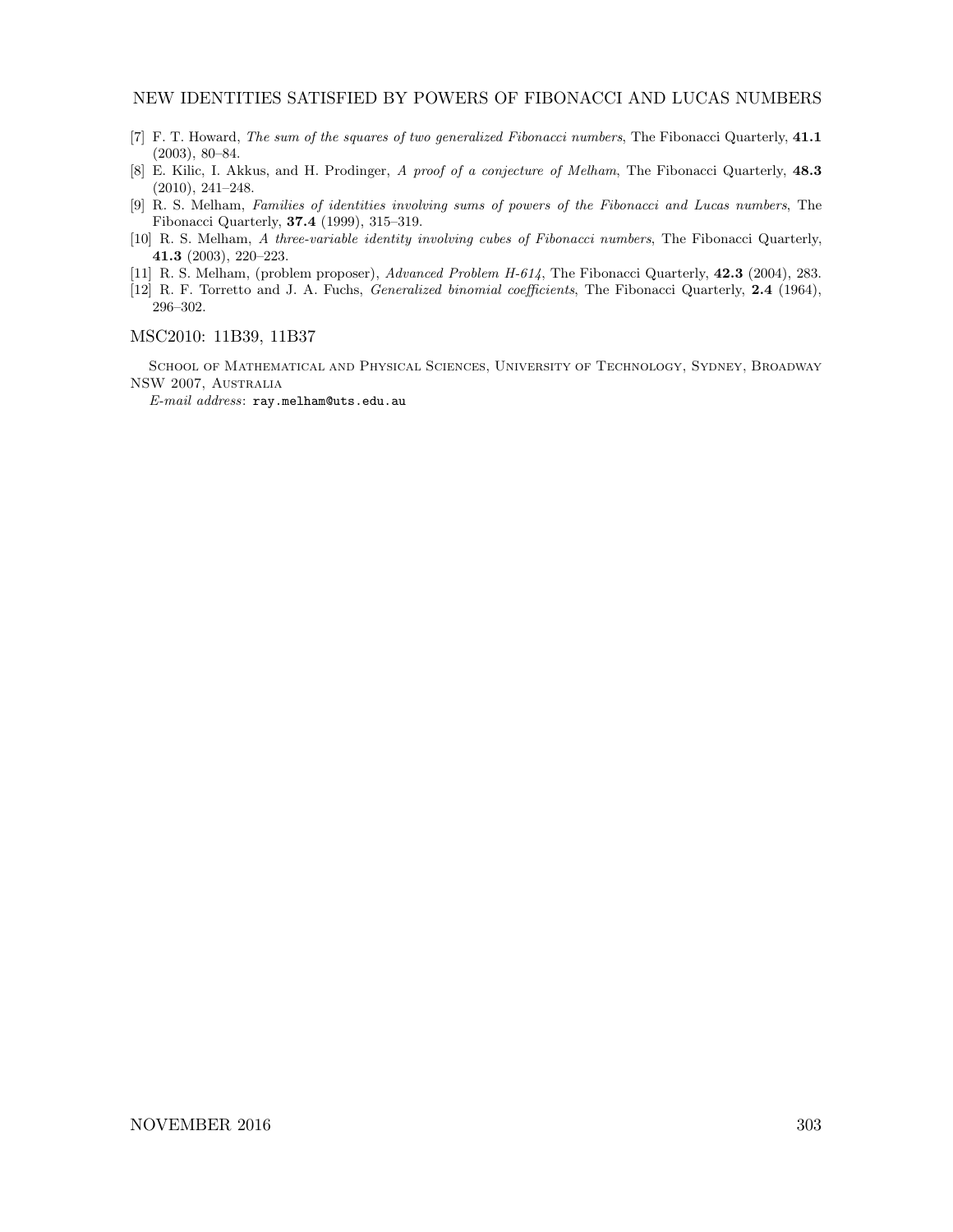[7] F. T. Howard, *The sum of the squares of two generalized Fibonacci numbers*, The Fibonacci Quarterly, **41.1** (2003), 80–84.

[8] E. Kilic, I. Akkus, and H. Prodinger, *A proof of a conjecture of Melham*, The Fibonacci Quarterly, **48.3** (2010), 241–248.

[9] R. S. Melham, *Families of identities involving sums of powers of the Fibonacci and Lucas numbers*, The Fibonacci Quarterly, **37.4** (1999), 315–319.

[10] R. S. Melham, *A three-variable identity involving cubes of Fibonacci numbers*, The Fibonacci Quarterly, **41.3** (2003), 220–223.

[11] R. S. Melham, (problem proposer), *Advanced Problem H-614*, The Fibonacci Quarterly, **42.3** (2004), 283.

[12] R. F. Torretto and J. A. Fuchs, *Generalized binomial coefficients*, The Fibonacci Quarterly, **2.4** (1964), 296–302.

MSC2010: 11B39, 11B37

School of Mathematical and Physical Sciences, University of Technology, Sydney, Broadway NSW 2007, Australia

*E-mail address*: ray.melham@uts.edu.au